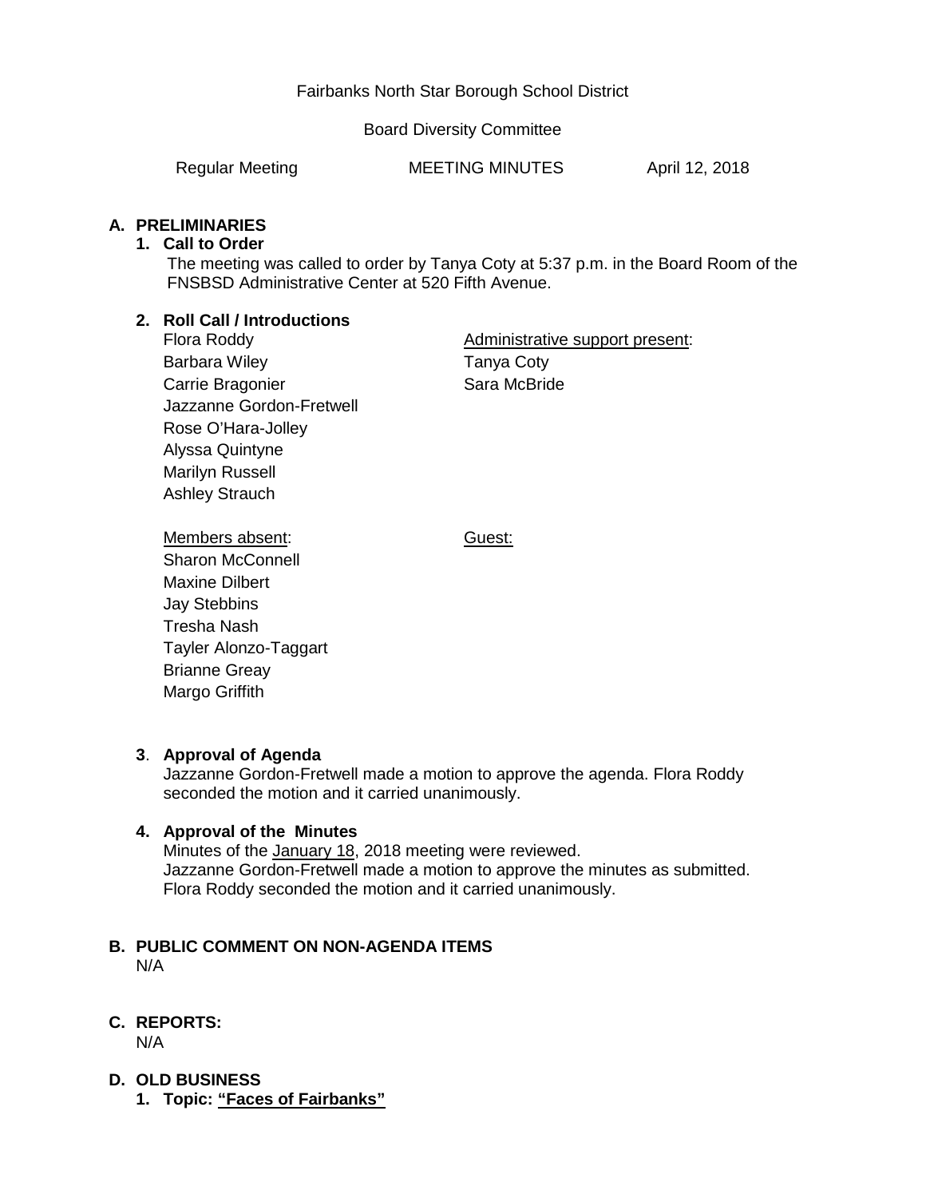Fairbanks North Star Borough School District

Board Diversity Committee

Regular Meeting MEETING MINUTES April 12, 2018

## A. PRELIMINARIES

### 1. Call to Order

The meeting was called to order by Tanya Coty at 5:37 p.m. in the Board Room of the FNSBSD Administrative Center at 520 Fifth Avenue.

### 2. Roll Call / Introductions

Flora Roddy
Barbara Wiley
Carrie Bragonier
Jazzanne Gordon-Fretwell
Rose O'Hara-Jolley
Alyssa Quintyne
Marilyn Russell
Ashley Strauch

Administrative support present:
Tanya Coty
Sara McBride

Members absent:
Sharon McConnell
Maxine Dilbert
Jay Stebbins
Tresha Nash
Tayler Alonzo-Taggart
Brianne Greay
Margo Griffith

Guest:

### 3. Approval of Agenda

Jazzanne Gordon-Fretwell made a motion to approve the agenda. Flora Roddy seconded the motion and it carried unanimously.

### 4. Approval of the Minutes

Minutes of the January 18, 2018 meeting were reviewed.
Jazzanne Gordon-Fretwell made a motion to approve the minutes as submitted. Flora Roddy seconded the motion and it carried unanimously.

## B. PUBLIC COMMENT ON NON-AGENDA ITEMS

N/A

## C. REPORTS:

N/A

## D. OLD BUSINESS

### 1. Topic: "Faces of Fairbanks"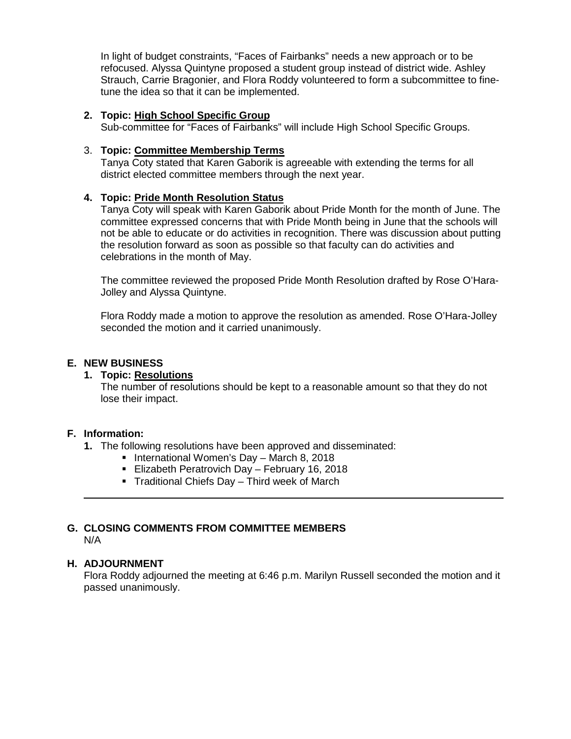In light of budget constraints, "Faces of Fairbanks" needs a new approach or to be refocused. Alyssa Quintyne proposed a student group instead of district wide. Ashley Strauch, Carrie Bragonier, and Flora Roddy volunteered to form a subcommittee to fine-tune the idea so that it can be implemented.

2. **Topic: <u>High School Specific Group</u>**
   Sub-committee for "Faces of Fairbanks" will include High School Specific Groups.

3. **Topic: <u>Committee Membership Terms</u>**
   Tanya Coty stated that Karen Gaborik is agreeable with extending the terms for all district elected committee members through the next year.

4. **Topic: <u>Pride Month Resolution Status</u>**
   Tanya Coty will speak with Karen Gaborik about Pride Month for the month of June. The committee expressed concerns that with Pride Month being in June that the schools will not be able to educate or do activities in recognition. There was discussion about putting the resolution forward as soon as possible so that faculty can do activities and celebrations in the month of May.

   The committee reviewed the proposed Pride Month Resolution drafted by Rose O'Hara-Jolley and Alyssa Quintyne.

   Flora Roddy made a motion to approve the resolution as amended. Rose O'Hara-Jolley seconded the motion and it carried unanimously.

## E. NEW BUSINESS

1. **Topic: <u>Resolutions</u>**
   The number of resolutions should be kept to a reasonable amount so that they do not lose their impact.

## F. Information:

1. The following resolutions have been approved and disseminated:
   - International Women's Day – March 8, 2018
   - Elizabeth Peratrovich Day – February 16, 2018
   - Traditional Chiefs Day – Third week of March

---

## G. CLOSING COMMENTS FROM COMMITTEE MEMBERS

N/A

## H. ADJOURNMENT

Flora Roddy adjourned the meeting at 6:46 p.m. Marilyn Russell seconded the motion and it passed unanimously.